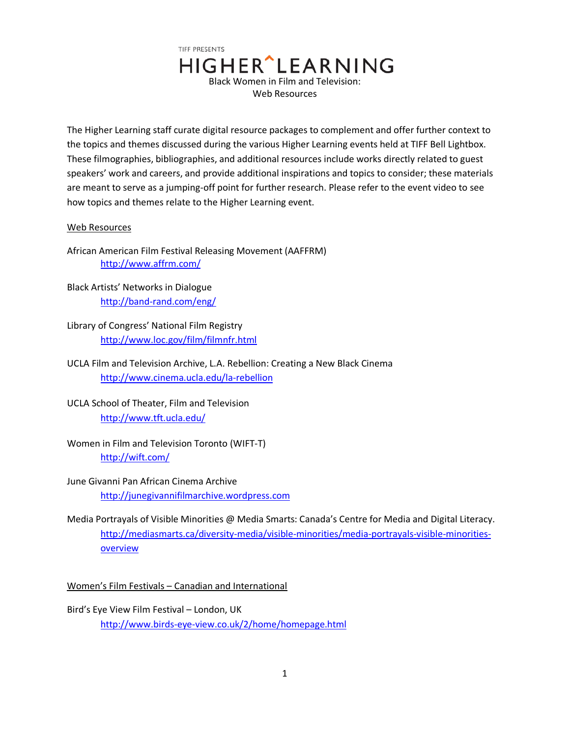TIFF PRESENTS

# HIGHER^LEARNING

Black Women in Film and Television:
Web Resources

The Higher Learning staff curate digital resource packages to complement and offer further context to the topics and themes discussed during the various Higher Learning events held at TIFF Bell Lightbox. These filmographies, bibliographies, and additional resources include works directly related to guest speakers' work and careers, and provide additional inspirations and topics to consider; these materials are meant to serve as a jumping-off point for further research. Please refer to the event video to see how topics and themes relate to the Higher Learning event.

## Web Resources

African American Film Festival Releasing Movement (AAFFRM)
http://www.affrm.com/

Black Artists' Networks in Dialogue
http://band-rand.com/eng/

Library of Congress' National Film Registry
http://www.loc.gov/film/filmnfr.html

UCLA Film and Television Archive, L.A. Rebellion: Creating a New Black Cinema
http://www.cinema.ucla.edu/la-rebellion

UCLA School of Theater, Film and Television
http://www.tft.ucla.edu/

Women in Film and Television Toronto (WIFT-T)
http://wift.com/

June Givanni Pan African Cinema Archive
http://junegivannifilmarchive.wordpress.com

Media Portrayals of Visible Minorities @ Media Smarts: Canada's Centre for Media and Digital Literacy.
http://mediasmarts.ca/diversity-media/visible-minorities/media-portrayals-visible-minorities-overview

## Women's Film Festivals – Canadian and International

Bird's Eye View Film Festival – London, UK
http://www.birds-eye-view.co.uk/2/home/homepage.html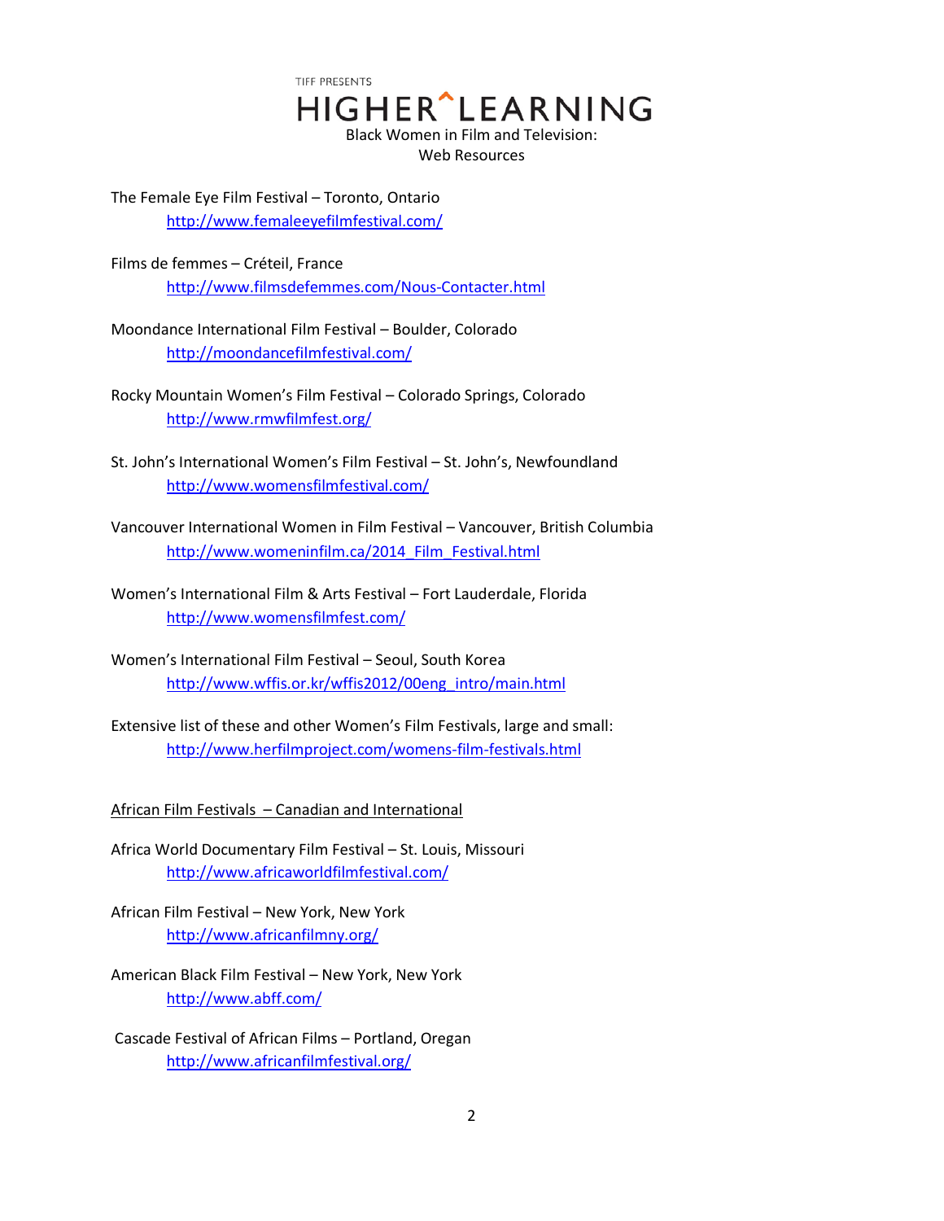TIFF PRESENTS

# HIGHER^LEARNING

Black Women in Film and Television:
Web Resources

The Female Eye Film Festival – Toronto, Ontario
http://www.femaleeyefilmfestival.com/

Films de femmes – Créteil, France
http://www.filmsdefemmes.com/Nous-Contacter.html

Moondance International Film Festival – Boulder, Colorado
http://moondancefilmfestival.com/

Rocky Mountain Women's Film Festival – Colorado Springs, Colorado
http://www.rmwfilmfest.org/

St. John's International Women's Film Festival – St. John's, Newfoundland
http://www.womensfilmfestival.com/

Vancouver International Women in Film Festival – Vancouver, British Columbia
http://www.womeninfilm.ca/2014_Film_Festival.html

Women's International Film & Arts Festival – Fort Lauderdale, Florida
http://www.womensfilmfest.com/

Women's International Film Festival – Seoul, South Korea
http://www.wffis.or.kr/wffis2012/00eng_intro/main.html

Extensive list of these and other Women's Film Festivals, large and small:
http://www.herfilmproject.com/womens-film-festivals.html

African Film Festivals – Canadian and International

Africa World Documentary Film Festival – St. Louis, Missouri
http://www.africaworldfilmfestival.com/

African Film Festival – New York, New York
http://www.africanfilmny.org/

American Black Film Festival – New York, New York
http://www.abff.com/

Cascade Festival of African Films – Portland, Oregan
http://www.africanfilmfestival.org/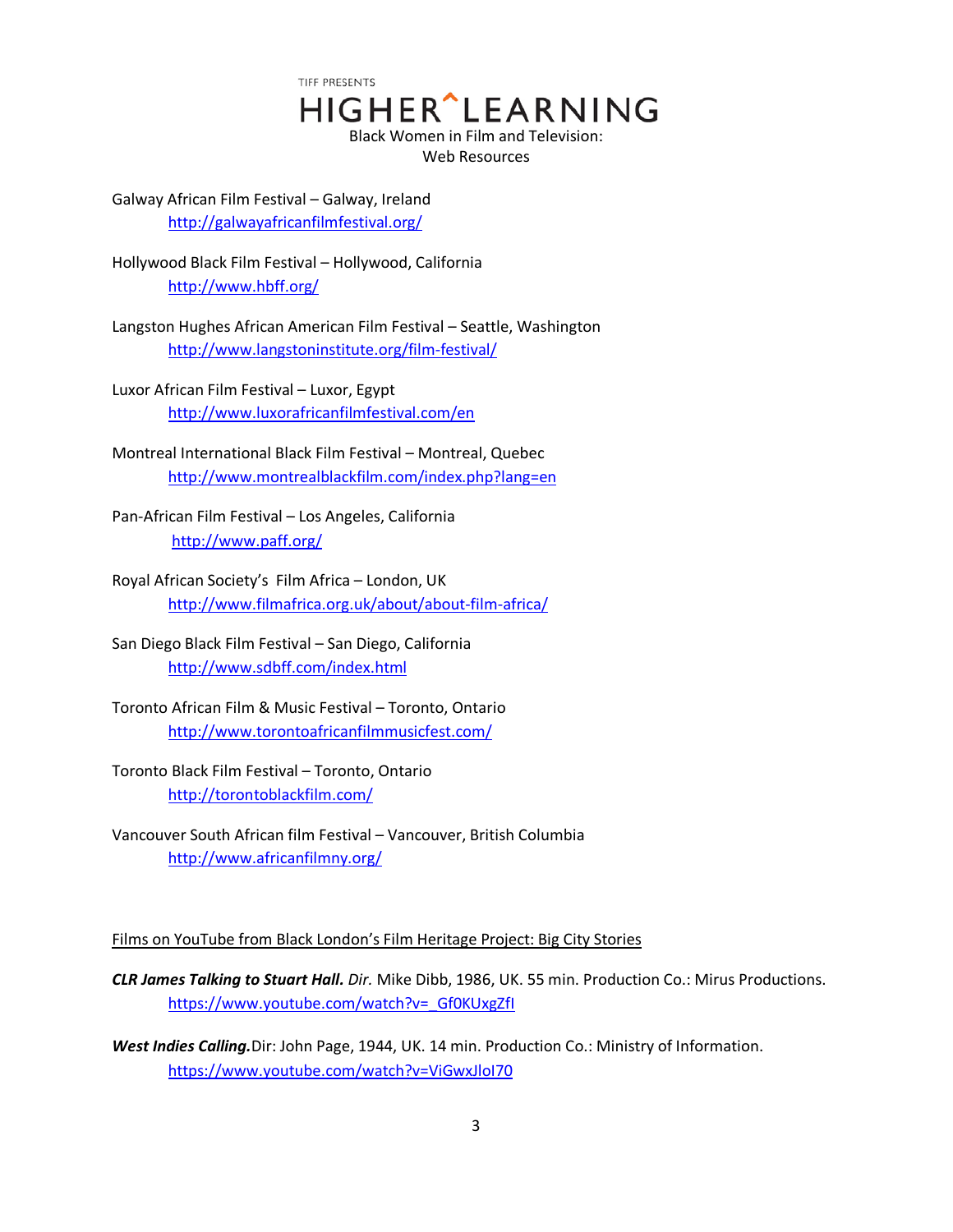TIFF PRESENTS

# HIGHER^LEARNING

Black Women in Film and Television:
Web Resources

Galway African Film Festival – Galway, Ireland
[http://galwayafricanfilmfestival.org/](http://galwayafricanfilmfestival.org/)

Hollywood Black Film Festival – Hollywood, California
[http://www.hbff.org/](http://www.hbff.org/)

Langston Hughes African American Film Festival – Seattle, Washington
[http://www.langstoninstitute.org/film-festival/](http://www.langstoninstitute.org/film-festival/)

Luxor African Film Festival – Luxor, Egypt
[http://www.luxorafricanfilmfestival.com/en](http://www.luxorafricanfilmfestival.com/en)

Montreal International Black Film Festival – Montreal, Quebec
[http://www.montrealblackfilm.com/index.php?lang=en](http://www.montrealblackfilm.com/index.php?lang=en)

Pan-African Film Festival – Los Angeles, California
[http://www.paff.org/](http://www.paff.org/)

Royal African Society's Film Africa – London, UK
[http://www.filmafrica.org.uk/about/about-film-africa/](http://www.filmafrica.org.uk/about/about-film-africa/)

San Diego Black Film Festival – San Diego, California
[http://www.sdbff.com/index.html](http://www.sdbff.com/index.html)

Toronto African Film & Music Festival – Toronto, Ontario
[http://www.torontoafricanfilmmusicfest.com/](http://www.torontoafricanfilmmusicfest.com/)

Toronto Black Film Festival – Toronto, Ontario
[http://torontoblackfilm.com/](http://torontoblackfilm.com/)

Vancouver South African film Festival – Vancouver, British Columbia
[http://www.africanfilmny.org/](http://www.africanfilmny.org/)

Films on YouTube from Black London's Film Heritage Project: Big City Stories

***CLR James Talking to Stuart Hall.*** *Dir.* Mike Dibb, 1986, UK. 55 min. Production Co.: Mirus Productions.
[https://www.youtube.com/watch?v=_Gf0KUxgZfI](https://www.youtube.com/watch?v=_Gf0KUxgZfI)

***West Indies Calling.*** Dir: John Page, 1944, UK. 14 min. Production Co.: Ministry of Information.
[https://www.youtube.com/watch?v=ViGwxJloI70](https://www.youtube.com/watch?v=ViGwxJloI70)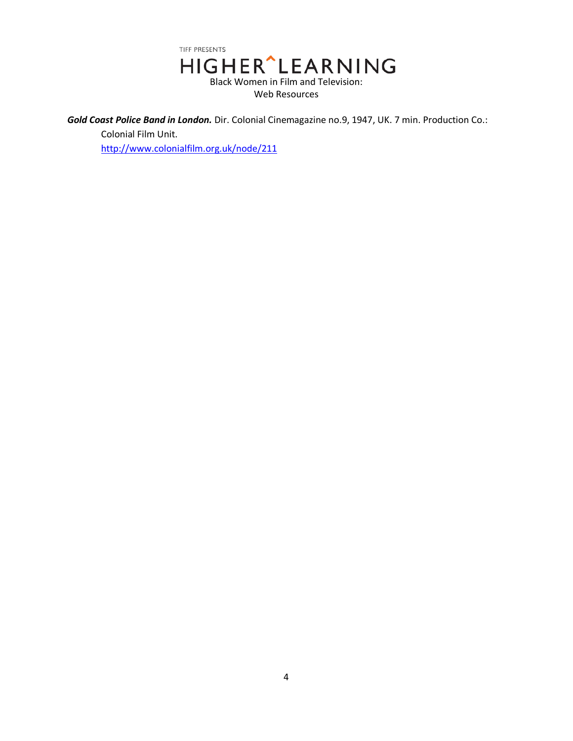***Gold Coast Police Band in London.*** Dir. Colonial Cinemagazine no.9, 1947, UK. 7 min. Production Co.: Colonial Film Unit.
http://www.colonialfilm.org.uk/node/211